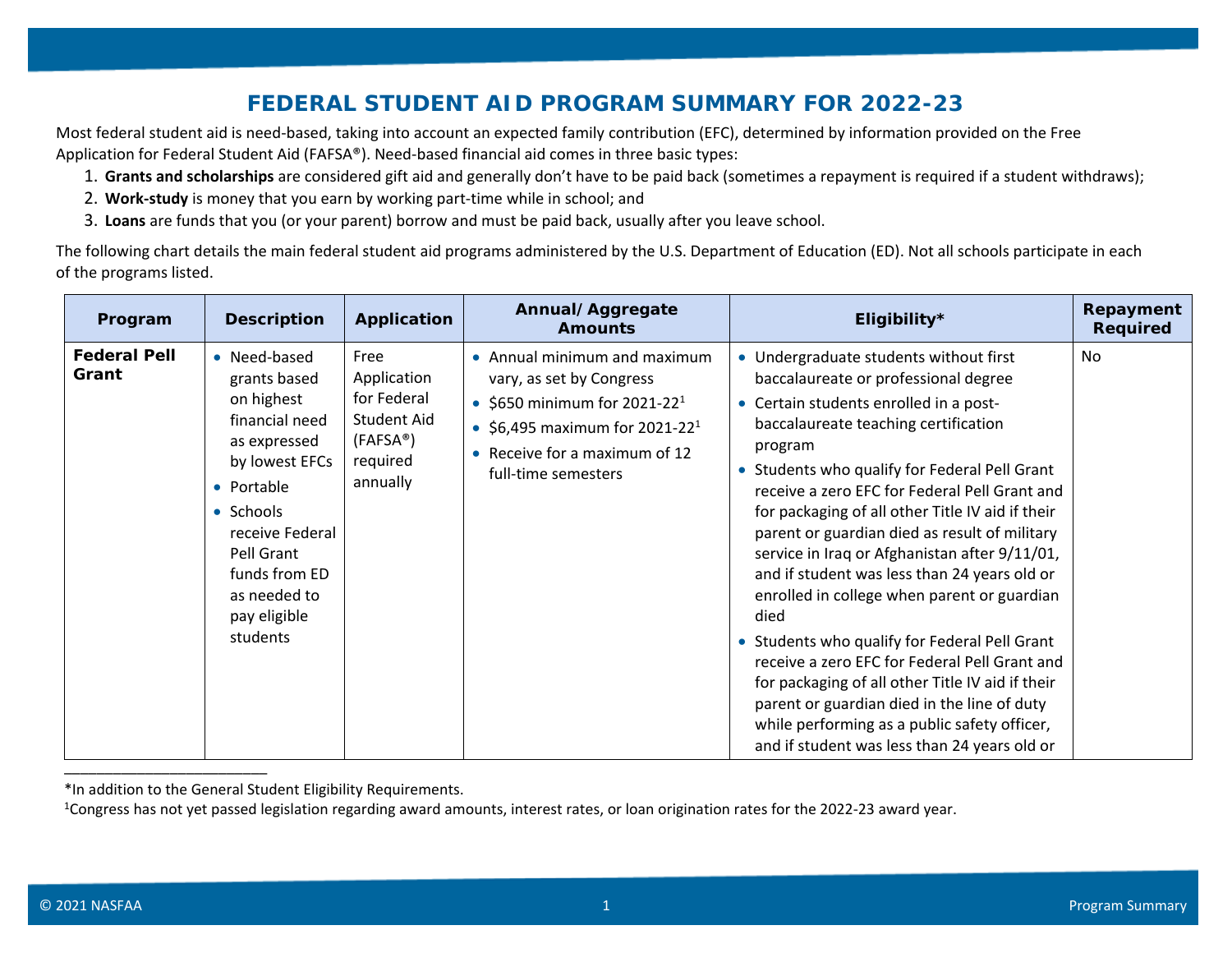# FEDERAL STUDENT AID PROGRAM SUMMARY FOR 2022-23

Most federal student aid is need-based, taking into account an expected family contribution (EFC), determined by information provided on the Free Application for Federal Student Aid (FAFSA®). Need-based financial aid comes in three basic types:

1. **Grants and scholarships** are considered gift aid and generally don't have to be paid back (sometimes a repayment is required if a student withdraws);
2. **Work-study** is money that you earn by working part-time while in school; and
3. **Loans** are funds that you (or your parent) borrow and must be paid back, usually after you leave school.

The following chart details the main federal student aid programs administered by the U.S. Department of Education (ED). Not all schools participate in each of the programs listed.

| Program | Description | Application | Annual/Aggregate Amounts | Eligibility* | Repayment Required |
|---|---|---|---|---|---|
| **Federal Pell Grant** | • Need-based grants based on highest financial need as expressed by lowest EFCs<br>• Portable<br>• Schools receive Federal Pell Grant funds from ED as needed to pay eligible students | Free Application for Federal Student Aid (FAFSA®) required annually | • Annual minimum and maximum vary, as set by Congress<br>• $650 minimum for 2021-22[1]<br>• $6,495 maximum for 2021-22[1]<br>• Receive for a maximum of 12 full-time semesters | • Undergraduate students without first baccalaureate or professional degree<br>• Certain students enrolled in a post-baccalaureate teaching certification program<br>• Students who qualify for Federal Pell Grant receive a zero EFC for Federal Pell Grant and for packaging of all other Title IV aid if their parent or guardian died as result of military service in Iraq or Afghanistan after 9/11/01, and if student was less than 24 years old or enrolled in college when parent or guardian died<br>• Students who qualify for Federal Pell Grant receive a zero EFC for Federal Pell Grant and for packaging of all other Title IV aid if their parent or guardian died in the line of duty while performing as a public safety officer, and if student was less than 24 years old or | No |

*In addition to the General Student Eligibility Requirements.

[1]Congress has not yet passed legislation regarding award amounts, interest rates, or loan origination rates for the 2022-23 award year.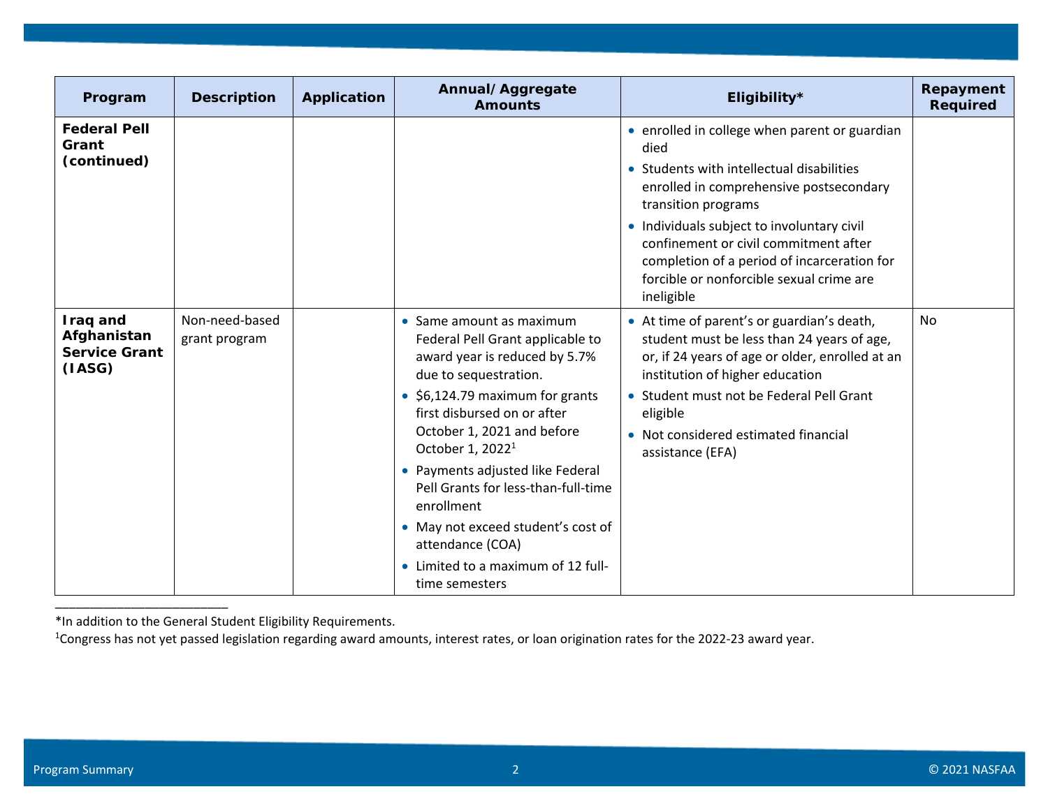| Program | Description | Application | Annual/ Aggregate Amounts | Eligibility* | Repayment Required |
|---|---|---|---|---|---|
| **Federal Pell Grant (continued)** | | | | • enrolled in college when parent or guardian died<br>• Students with intellectual disabilities enrolled in comprehensive postsecondary transition programs<br>• Individuals subject to involuntary civil confinement or civil commitment after completion of a period of incarceration for forcible or nonforcible sexual crime are ineligible | |
| **Iraq and Afghanistan Service Grant (IASG)** | Non-need-based grant program | | • Same amount as maximum Federal Pell Grant applicable to award year is reduced by 5.7% due to sequestration.<br>• $6,124.79 maximum for grants first disbursed on or after October 1, 2021 and before October 1, 2022[1]<br>• Payments adjusted like Federal Pell Grants for less-than-full-time enrollment<br>• May not exceed student's cost of attendance (COA)<br>• Limited to a maximum of 12 full-time semesters | • At time of parent's or guardian's death, student must be less than 24 years of age, or, if 24 years of age or older, enrolled at an institution of higher education<br>• Student must not be Federal Pell Grant eligible<br>• Not considered estimated financial assistance (EFA) | No |

*In addition to the General Student Eligibility Requirements.

[1]Congress has not yet passed legislation regarding award amounts, interest rates, or loan origination rates for the 2022-23 award year.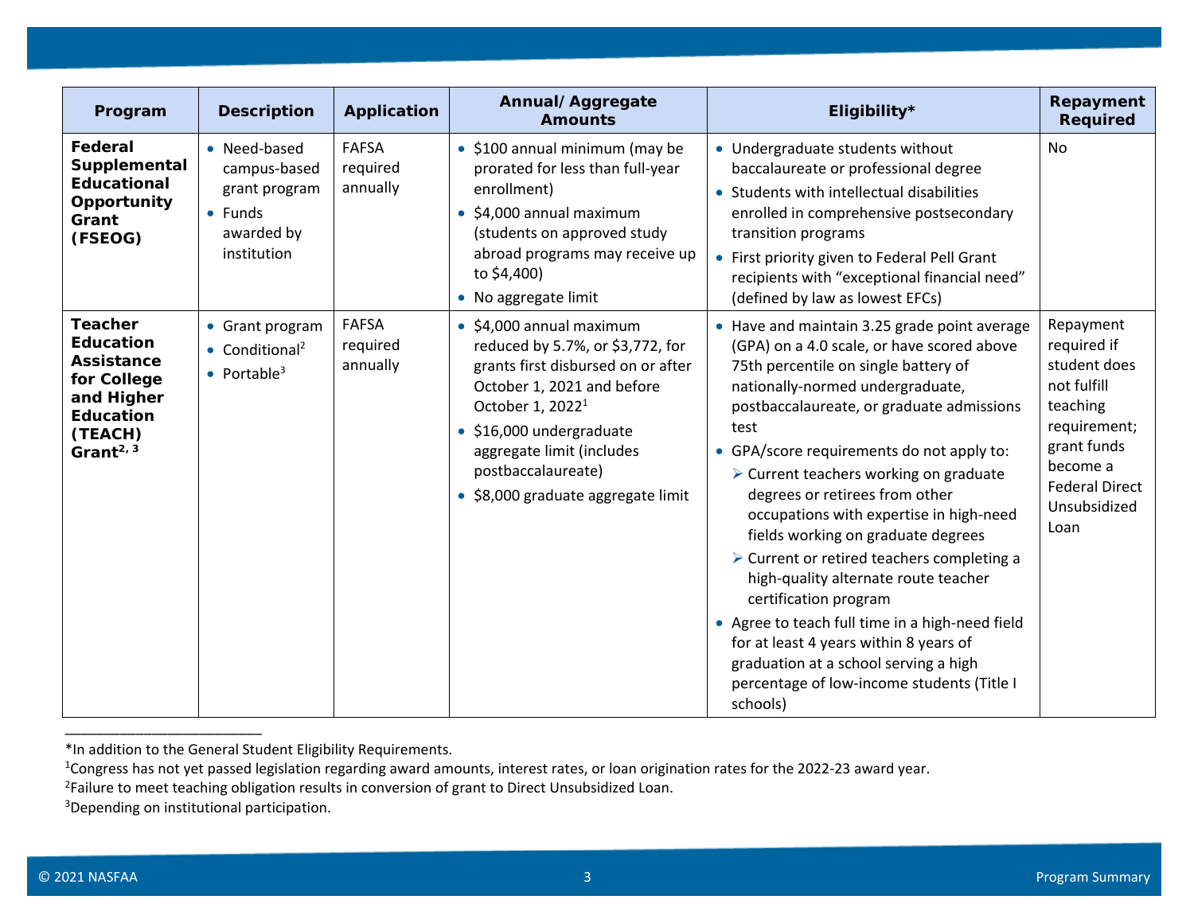| Program | Description | Application | Annual/ Aggregate Amounts | Eligibility* | Repayment Required |
|---|---|---|---|---|---|
| **Federal Supplemental Educational Opportunity Grant (FSEOG)** | • Need-based campus-based grant program<br>• Funds awarded by institution | FAFSA required annually | • $100 annual minimum (may be prorated for less than full-year enrollment)<br>• $4,000 annual maximum (students on approved study abroad programs may receive up to $4,400)<br>• No aggregate limit | • Undergraduate students without baccalaureate or professional degree<br>• Students with intellectual disabilities enrolled in comprehensive postsecondary transition programs<br>• First priority given to Federal Pell Grant recipients with "exceptional financial need" (defined by law as lowest EFCs) | No |
| **Teacher Education Assistance for College and Higher Education (TEACH) Grant[2, 3]** | • Grant program<br>• Conditional[2]<br>• Portable[3] | FAFSA required annually | • $4,000 annual maximum reduced by 5.7%, or $3,772, for grants first disbursed on or after October 1, 2021 and before October 1, 2022[1]<br>• $16,000 undergraduate aggregate limit (includes postbaccalaureate)<br>• $8,000 graduate aggregate limit | • Have and maintain 3.25 grade point average (GPA) on a 4.0 scale, or have scored above 75th percentile on single battery of nationally-normed undergraduate, postbaccalaureate, or graduate admissions test<br>• GPA/score requirements do not apply to:<br>  ➢ Current teachers working on graduate degrees or retirees from other occupations with expertise in high-need fields working on graduate degrees<br>  ➢ Current or retired teachers completing a high-quality alternate route teacher certification program<br>• Agree to teach full time in a high-need field for at least 4 years within 8 years of graduation at a school serving a high percentage of low-income students (Title I schools) | Repayment required if student does not fulfill teaching requirement; grant funds become a Federal Direct Unsubsidized Loan |

*In addition to the General Student Eligibility Requirements.

[1]Congress has not yet passed legislation regarding award amounts, interest rates, or loan origination rates for the 2022-23 award year.

[2]Failure to meet teaching obligation results in conversion of grant to Direct Unsubsidized Loan.

[3]Depending on institutional participation.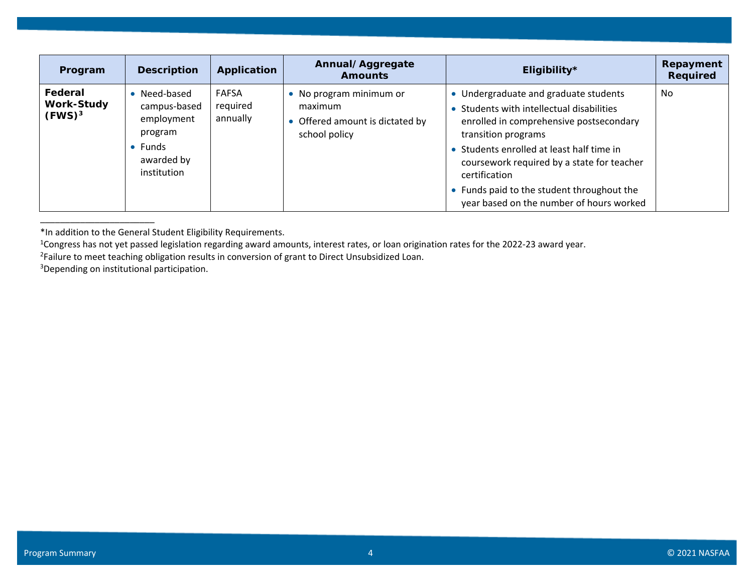| Program | Description | Application | Annual/ Aggregate Amounts | Eligibility* | Repayment Required |
|---|---|---|---|---|---|
| **Federal Work-Study (FWS)[3]** | • Need-based campus-based employment program<br>• Funds awarded by institution | FAFSA required annually | • No program minimum or maximum<br>• Offered amount is dictated by school policy | • Undergraduate and graduate students<br>• Students with intellectual disabilities enrolled in comprehensive postsecondary transition programs<br>• Students enrolled at least half time in coursework required by a state for teacher certification<br>• Funds paid to the student throughout the year based on the number of hours worked | No |

*In addition to the General Student Eligibility Requirements.

[1]Congress has not yet passed legislation regarding award amounts, interest rates, or loan origination rates for the 2022-23 award year.

[2]Failure to meet teaching obligation results in conversion of grant to Direct Unsubsidized Loan.

[3]Depending on institutional participation.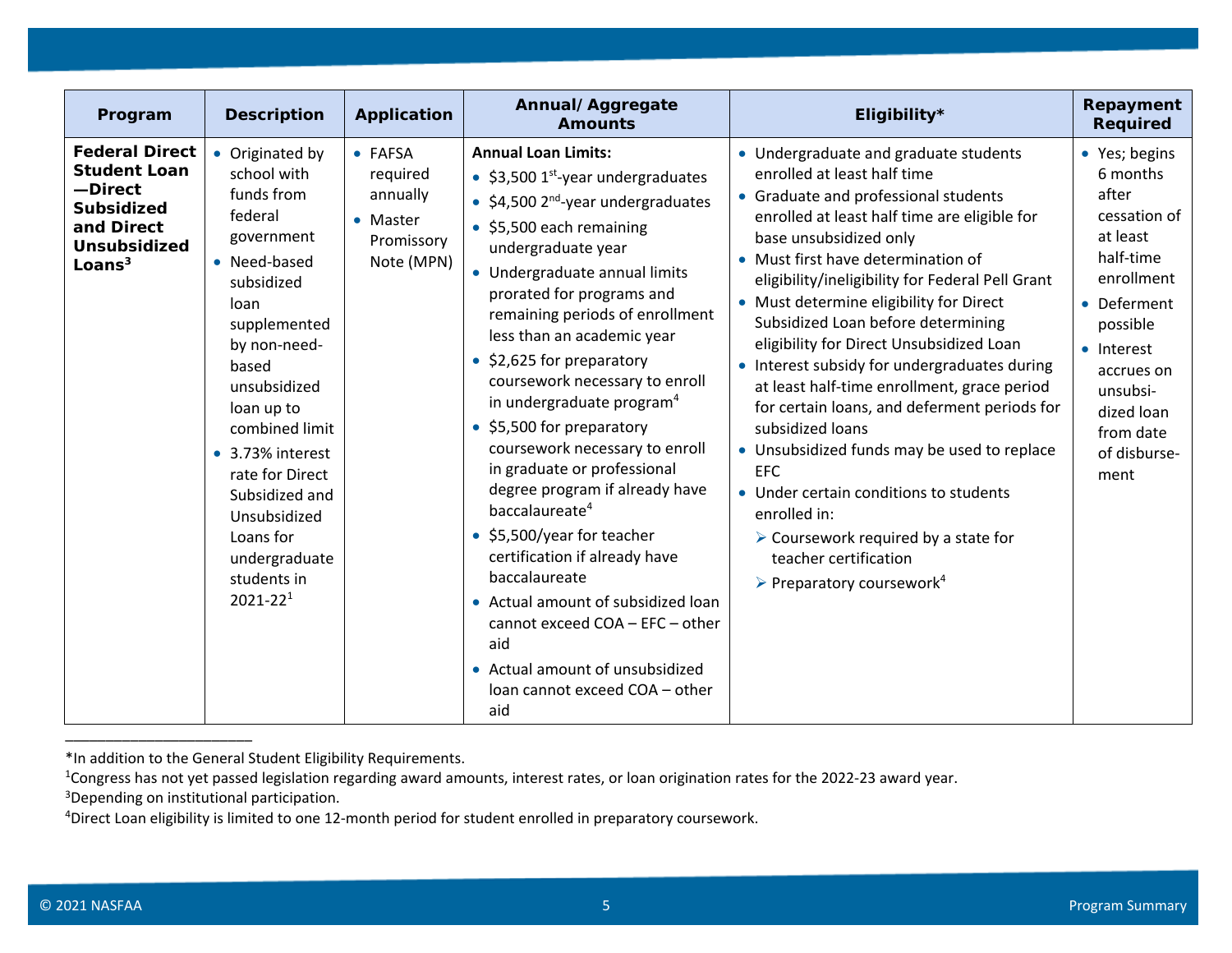| Program | Description | Application | Annual/ Aggregate Amounts | Eligibility* | Repayment Required |
|---|---|---|---|---|---|
| **Federal Direct Student Loan—Direct Subsidized and Direct Unsubsidized Loans[3]** | • Originated by school with funds from federal government<br>• Need-based subsidized loan supplemented by non-need-based unsubsidized loan up to combined limit<br>• 3.73% interest rate for Direct Subsidized and Unsubsidized Loans for undergraduate students in 2021-22[1] | • FAFSA required annually<br>• Master Promissory Note (MPN) | **Annual Loan Limits:**<br>• \$3,500 1st-year undergraduates<br>• \$4,500 2nd-year undergraduates<br>• \$5,500 each remaining undergraduate year<br>• Undergraduate annual limits prorated for programs and remaining periods of enrollment less than an academic year<br>• \$2,625 for preparatory coursework necessary to enroll in undergraduate program[4]<br>• \$5,500 for preparatory coursework necessary to enroll in graduate or professional degree program if already have baccalaureate[4]<br>• \$5,500/year for teacher certification if already have baccalaureate<br>• Actual amount of subsidized loan cannot exceed COA – EFC – other aid<br>• Actual amount of unsubsidized loan cannot exceed COA – other aid | • Undergraduate and graduate students enrolled at least half time<br>• Graduate and professional students enrolled at least half time are eligible for base unsubsidized only<br>• Must first have determination of eligibility/ineligibility for Federal Pell Grant<br>• Must determine eligibility for Direct Subsidized Loan before determining eligibility for Direct Unsubsidized Loan<br>• Interest subsidy for undergraduates during at least half-time enrollment, grace period for certain loans, and deferment periods for subsidized loans<br>• Unsubsidized funds may be used to replace EFC<br>• Under certain conditions to students enrolled in:<br>➢ Coursework required by a state for teacher certification<br>➢ Preparatory coursework[4] | • Yes; begins 6 months after cessation of at least half-time enrollment<br>• Deferment possible<br>• Interest accrues on unsubsidized loan from date of disbursement |

---

*In addition to the General Student Eligibility Requirements.

[1]Congress has not yet passed legislation regarding award amounts, interest rates, or loan origination rates for the 2022-23 award year.

[3]Depending on institutional participation.

[4]Direct Loan eligibility is limited to one 12-month period for student enrolled in preparatory coursework.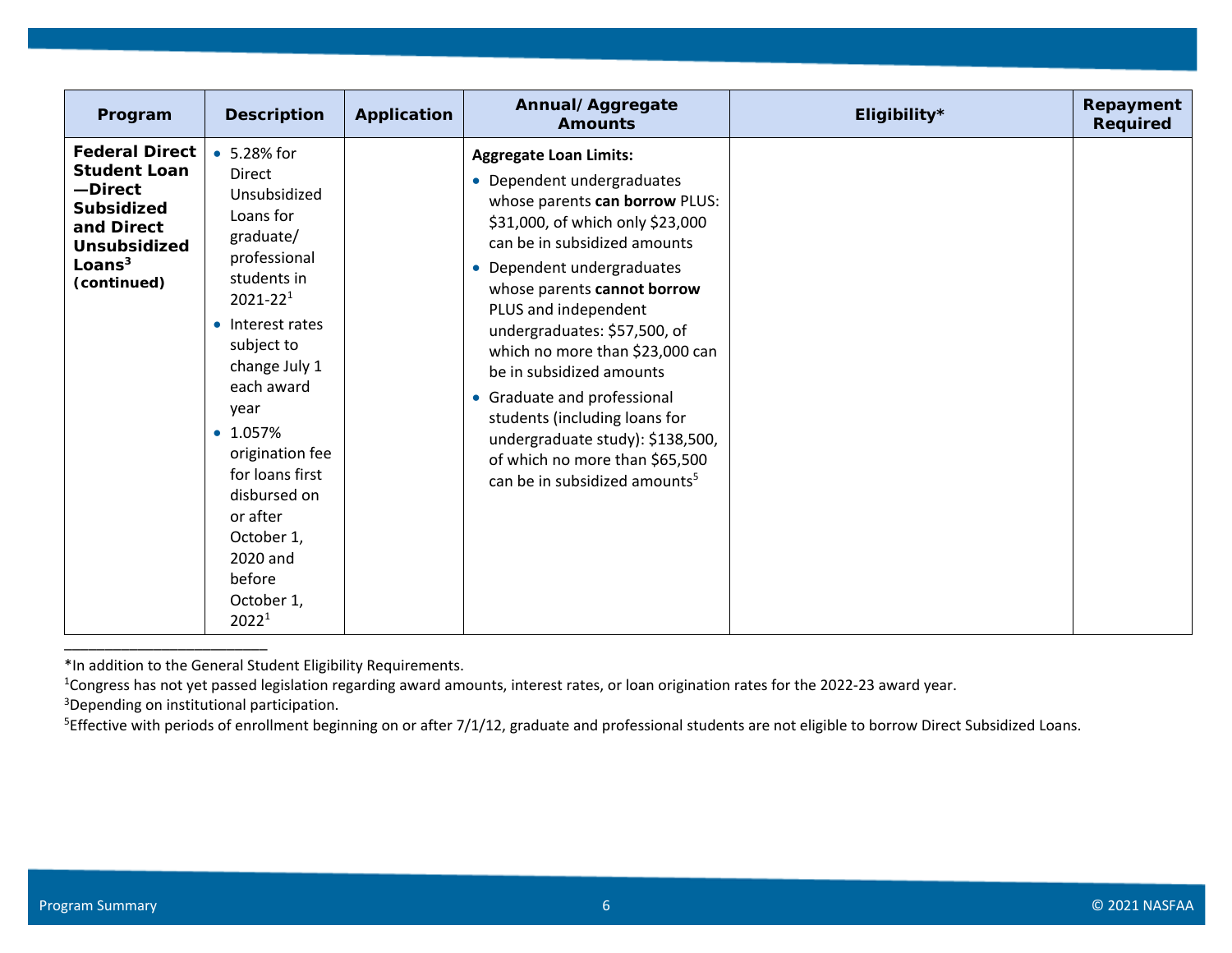| Program | Description | Application | Annual/ Aggregate Amounts | Eligibility* | Repayment Required |
|---|---|---|---|---|---|
| **Federal Direct Student Loan—Direct Subsidized and Direct Unsubsidized Loans[3] (continued)** | • 5.28% for Direct Unsubsidized Loans for graduate/ professional students in 2021-22[1]<br>• Interest rates subject to change July 1 each award year<br>• 1.057% origination fee for loans first disbursed on or after October 1, 2020 and before October 1, 2022[1] | | **Aggregate Loan Limits:**<br>• Dependent undergraduates whose parents **can borrow** PLUS: $31,000, of which only $23,000 can be in subsidized amounts<br>• Dependent undergraduates whose parents **cannot borrow** PLUS and independent undergraduates: $57,500, of which no more than $23,000 can be in subsidized amounts<br>• Graduate and professional students (including loans for undergraduate study): $138,500, of which no more than $65,500 can be in subsidized amounts[5] | | |

*In addition to the General Student Eligibility Requirements.

[1]Congress has not yet passed legislation regarding award amounts, interest rates, or loan origination rates for the 2022-23 award year.

[3]Depending on institutional participation.

[5]Effective with periods of enrollment beginning on or after 7/1/12, graduate and professional students are not eligible to borrow Direct Subsidized Loans.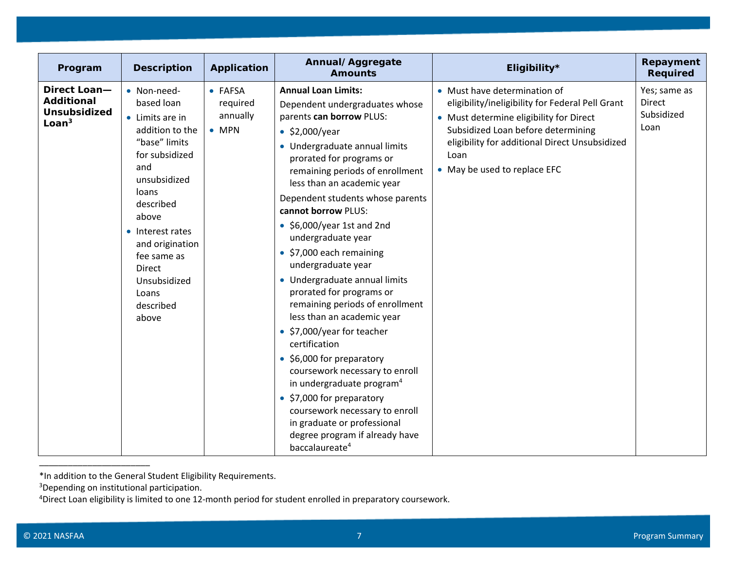| Program | Description | Application | Annual/ Aggregate Amounts | Eligibility* | Repayment Required |
|---|---|---|---|---|---|
| **Direct Loan—Additional Unsubsidized Loan**[3] | • Non-need-based loan<br>• Limits are in addition to the "base" limits for subsidized and unsubsidized loans described above<br>• Interest rates and origination fee same as Direct Unsubsidized Loans described above | • FAFSA required annually<br>• MPN | **Annual Loan Limits:**<br>Dependent undergraduates whose parents **can borrow** PLUS:<br>• $2,000/year<br>• Undergraduate annual limits prorated for programs or remaining periods of enrollment less than an academic year<br>Dependent students whose parents **cannot borrow** PLUS:<br>• $6,000/year 1st and 2nd undergraduate year<br>• $7,000 each remaining undergraduate year<br>• Undergraduate annual limits prorated for programs or remaining periods of enrollment less than an academic year<br>• $7,000/year for teacher certification<br>• $6,000 for preparatory coursework necessary to enroll in undergraduate program[4]<br>• $7,000 for preparatory coursework necessary to enroll in graduate or professional degree program if already have baccalaureate[4] | • Must have determination of eligibility/ineligibility for Federal Pell Grant<br>• Must determine eligibility for Direct Subsidized Loan before determining eligibility for additional Direct Unsubsidized Loan<br>• May be used to replace EFC | Yes; same as Direct Subsidized Loan |

*In addition to the General Student Eligibility Requirements.

[3]Depending on institutional participation.

[4]Direct Loan eligibility is limited to one 12-month period for student enrolled in preparatory coursework.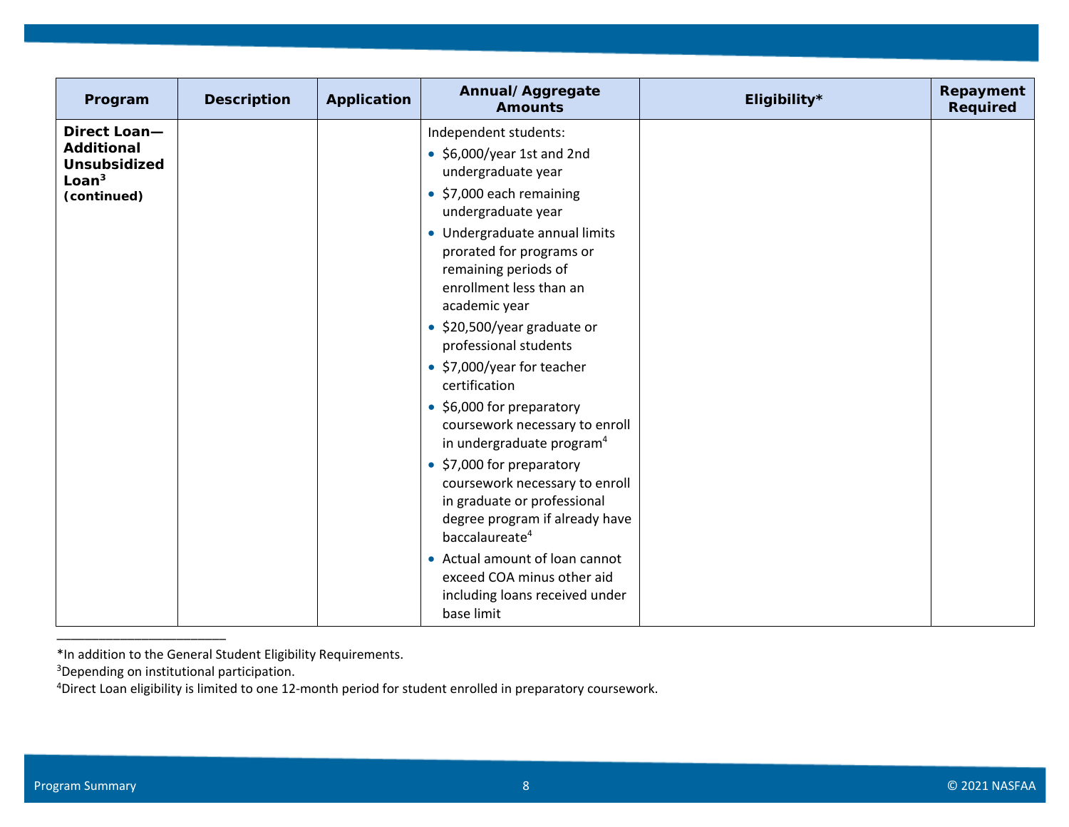| Program | Description | Application | Annual/ Aggregate Amounts | Eligibility* | Repayment Required |
|---|---|---|---|---|---|
| **Direct Loan—Additional Unsubsidized Loan[3] (continued)** | | | Independent students:<br>• $6,000/year 1st and 2nd undergraduate year<br>• $7,000 each remaining undergraduate year<br>• Undergraduate annual limits prorated for programs or remaining periods of enrollment less than an academic year<br>• $20,500/year graduate or professional students<br>• $7,000/year for teacher certification<br>• $6,000 for preparatory coursework necessary to enroll in undergraduate program[4]<br>• $7,000 for preparatory coursework necessary to enroll in graduate or professional degree program if already have baccalaureate[4]<br>• Actual amount of loan cannot exceed COA minus other aid including loans received under base limit | | |

*In addition to the General Student Eligibility Requirements.

[3]Depending on institutional participation.

[4]Direct Loan eligibility is limited to one 12-month period for student enrolled in preparatory coursework.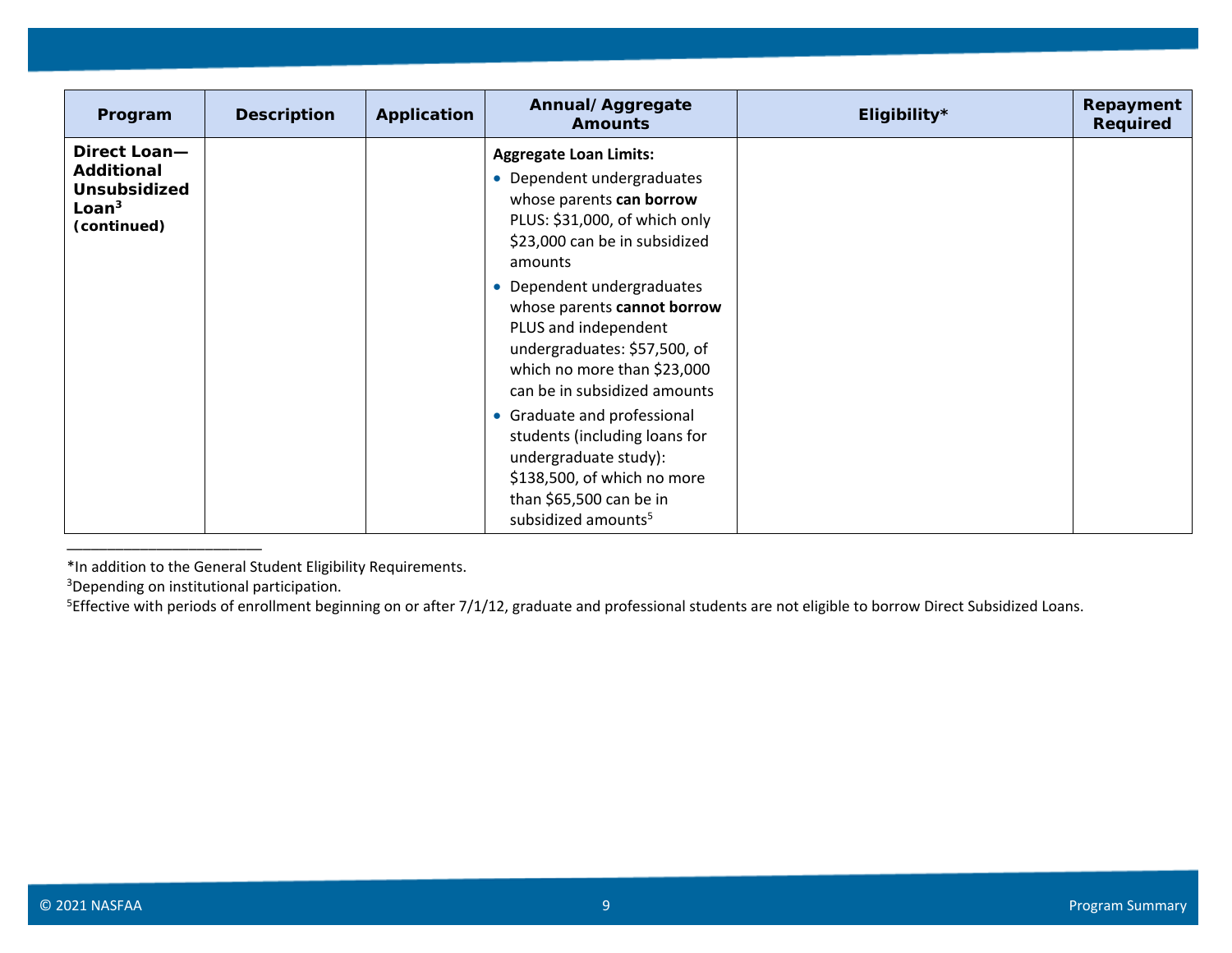| Program | Description | Application | Annual/ Aggregate Amounts | Eligibility* | Repayment Required |
|---|---|---|---|---|---|
| **Direct Loan—Additional Unsubsidized Loan[3] (continued)** | | | **Aggregate Loan Limits:**<br>• Dependent undergraduates whose parents **can borrow** PLUS: $31,000, of which only $23,000 can be in subsidized amounts<br>• Dependent undergraduates whose parents **cannot borrow** PLUS and independent undergraduates: $57,500, of which no more than $23,000 can be in subsidized amounts<br>• Graduate and professional students (including loans for undergraduate study): $138,500, of which no more than $65,500 can be in subsidized amounts[5] | | |

*In addition to the General Student Eligibility Requirements.

[3]Depending on institutional participation.

[5]Effective with periods of enrollment beginning on or after 7/1/12, graduate and professional students are not eligible to borrow Direct Subsidized Loans.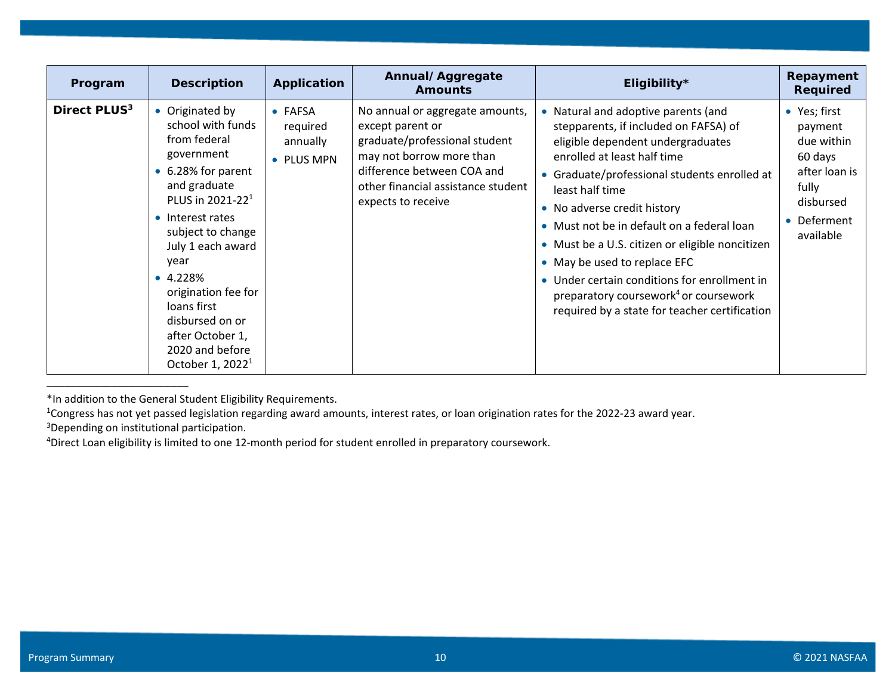| Program | Description | Application | Annual/ Aggregate Amounts | Eligibility* | Repayment Required |
|---|---|---|---|---|---|
| **Direct PLUS[3]** | • Originated by school with funds from federal government<br>• 6.28% for parent and graduate PLUS in 2021-22[1]<br>• Interest rates subject to change July 1 each award year<br>• 4.228% origination fee for loans first disbursed on or after October 1, 2020 and before October 1, 2022[1] | • FAFSA required annually<br>• PLUS MPN | No annual or aggregate amounts, except parent or graduate/professional student may not borrow more than difference between COA and other financial assistance student expects to receive | • Natural and adoptive parents (and stepparents, if included on FAFSA) of eligible dependent undergraduates enrolled at least half time<br>• Graduate/professional students enrolled at least half time<br>• No adverse credit history<br>• Must not be in default on a federal loan<br>• Must be a U.S. citizen or eligible noncitizen<br>• May be used to replace EFC<br>• Under certain conditions for enrollment in preparatory coursework[4] or coursework required by a state for teacher certification | • Yes; first payment due within 60 days after loan is fully disbursed<br>• Deferment available |

*In addition to the General Student Eligibility Requirements.

[1]Congress has not yet passed legislation regarding award amounts, interest rates, or loan origination rates for the 2022-23 award year.

[3]Depending on institutional participation.

[4]Direct Loan eligibility is limited to one 12-month period for student enrolled in preparatory coursework.